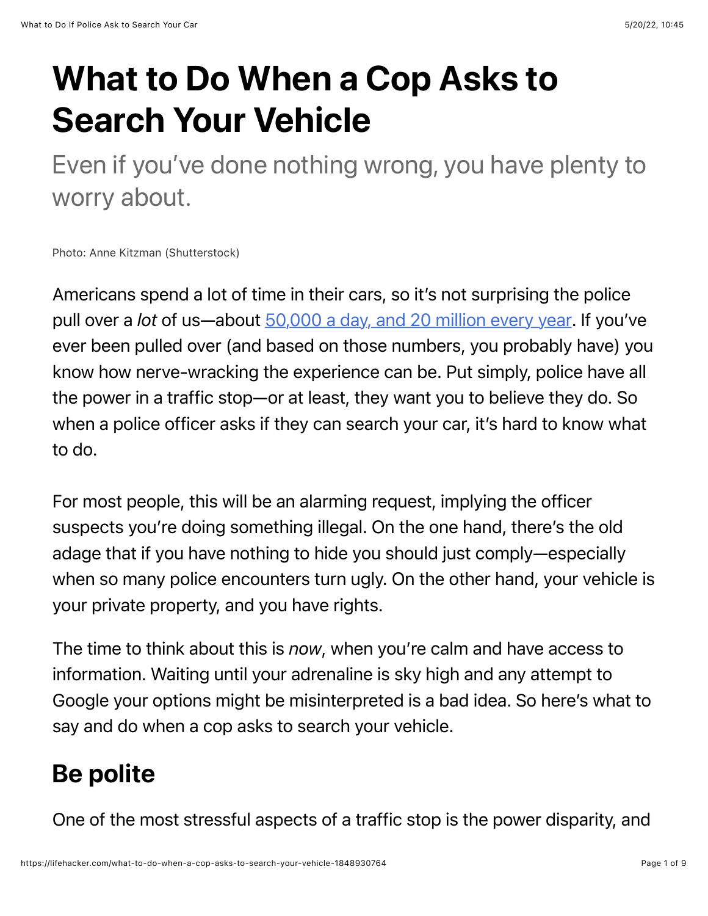# What to Do When a Cop Asks to Search Your Vehicle

Even if you've done nothing wrong, you have plenty to worry about.

Photo: Anne Kitzman (Shutterstock)

Americans spend a lot of time in their cars, so it's not surprising the police pull over a *lot* of us—about [50,000 a day, and 20 million every year](). If you've ever been pulled over (and based on those numbers, you probably have) you know how nerve-wracking the experience can be. Put simply, police have all the power in a traffic stop—or at least, they want you to believe they do. So when a police officer asks if they can search your car, it's hard to know what to do.

For most people, this will be an alarming request, implying the officer suspects you're doing something illegal. On the one hand, there's the old adage that if you have nothing to hide you should just comply—especially when so many police encounters turn ugly. On the other hand, your vehicle is your private property, and you have rights.

The time to think about this is *now*, when you're calm and have access to information. Waiting until your adrenaline is sky high and any attempt to Google your options might be misinterpreted is a bad idea. So here's what to say and do when a cop asks to search your vehicle.

## Be polite

One of the most stressful aspects of a traffic stop is the power disparity, and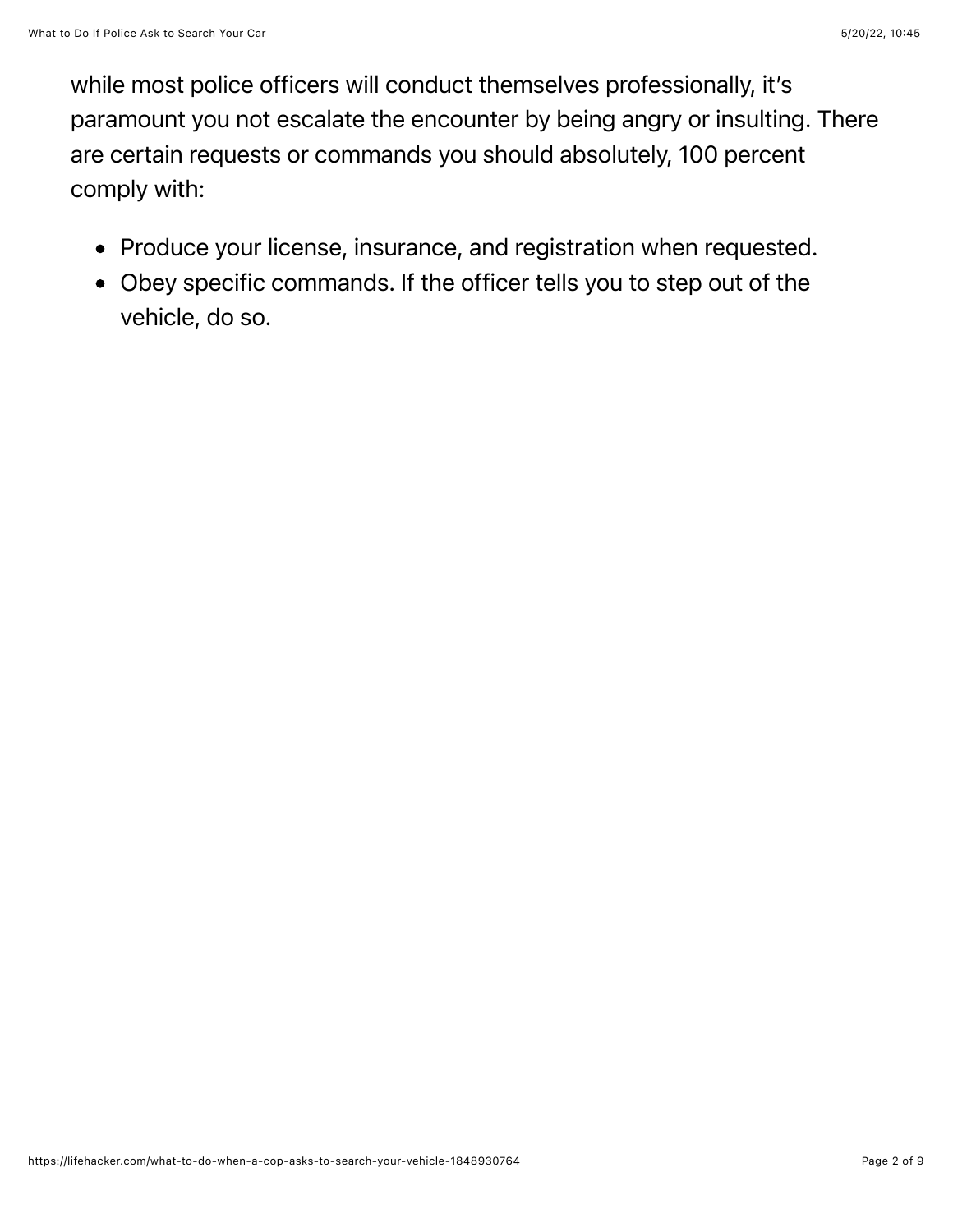while most police officers will conduct themselves professionally, it’s paramount you not escalate the encounter by being angry or insulting. There are certain requests or commands you should absolutely, 100 percent comply with:

- Produce your license, insurance, and registration when requested.
- Obey specific commands. If the officer tells you to step out of the vehicle, do so.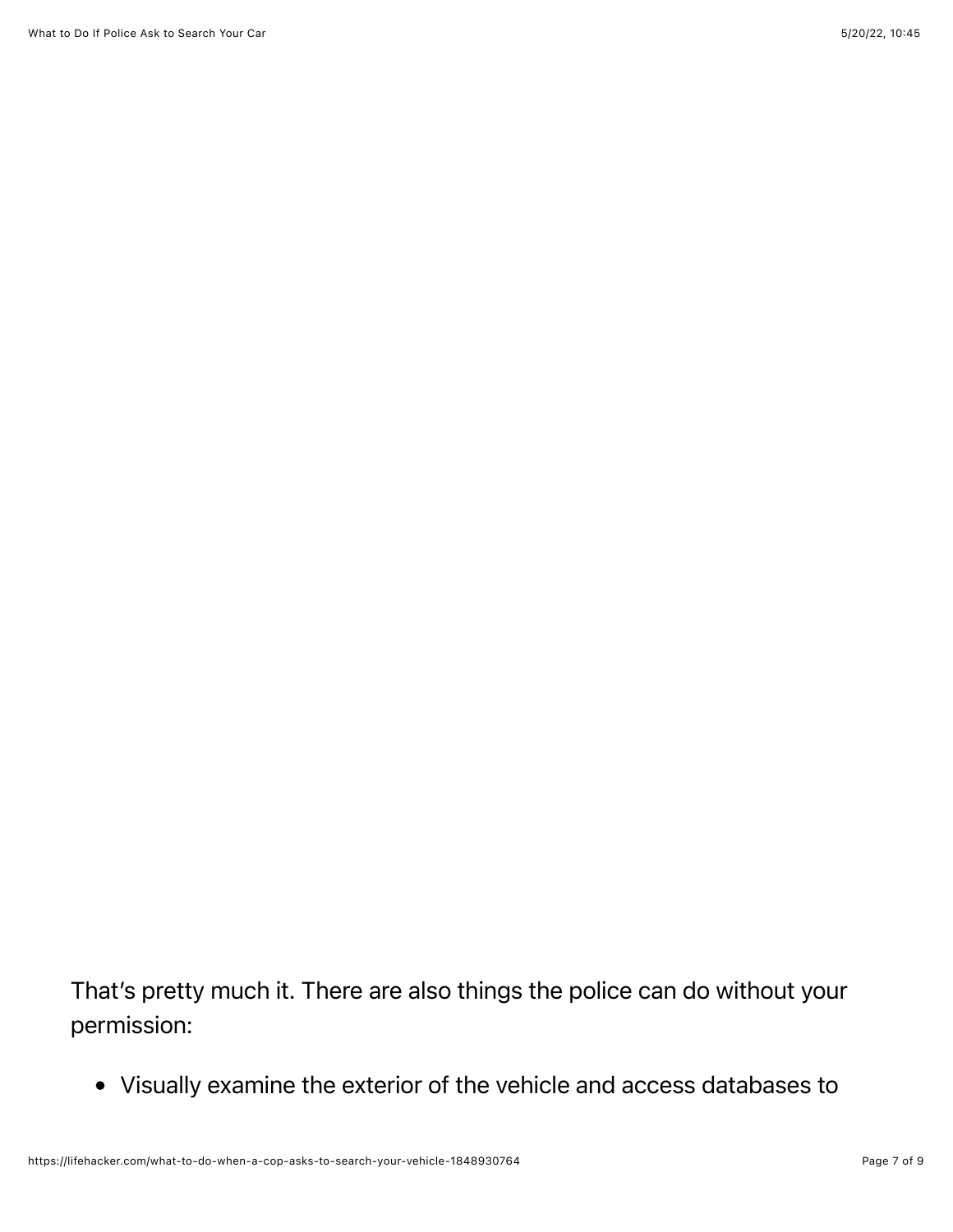That's pretty much it. There are also things the police can do without your permission:

- Visually examine the exterior of the vehicle and access databases to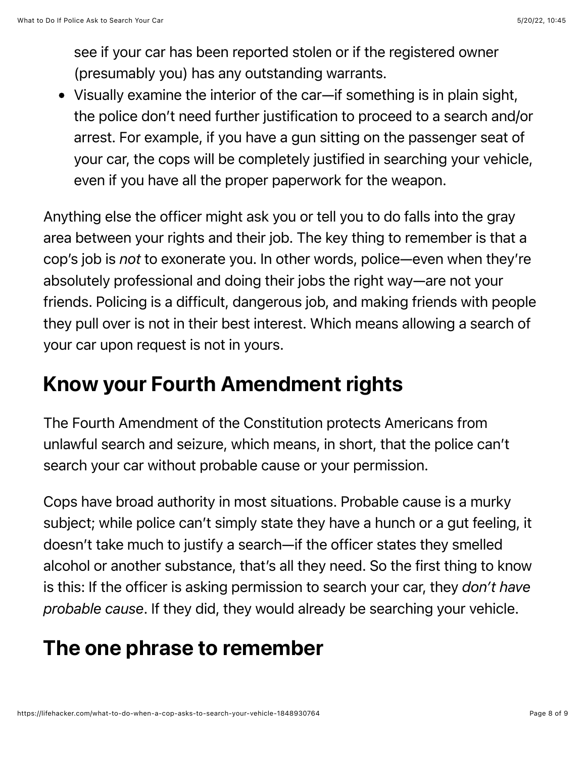see if your car has been reported stolen or if the registered owner (presumably you) has any outstanding warrants.

- Visually examine the interior of the car—if something is in plain sight, the police don't need further justification to proceed to a search and/or arrest. For example, if you have a gun sitting on the passenger seat of your car, the cops will be completely justified in searching your vehicle, even if you have all the proper paperwork for the weapon.

Anything else the officer might ask you or tell you to do falls into the gray area between your rights and their job. The key thing to remember is that a cop's job is *not* to exonerate you. In other words, police—even when they're absolutely professional and doing their jobs the right way—are not your friends. Policing is a difficult, dangerous job, and making friends with people they pull over is not in their best interest. Which means allowing a search of your car upon request is not in yours.

## Know your Fourth Amendment rights

The Fourth Amendment of the Constitution protects Americans from unlawful search and seizure, which means, in short, that the police can't search your car without probable cause or your permission.

Cops have broad authority in most situations. Probable cause is a murky subject; while police can't simply state they have a hunch or a gut feeling, it doesn't take much to justify a search—if the officer states they smelled alcohol or another substance, that's all they need. So the first thing to know is this: If the officer is asking permission to search your car, they *don't have probable cause*. If they did, they would already be searching your vehicle.

## The one phrase to remember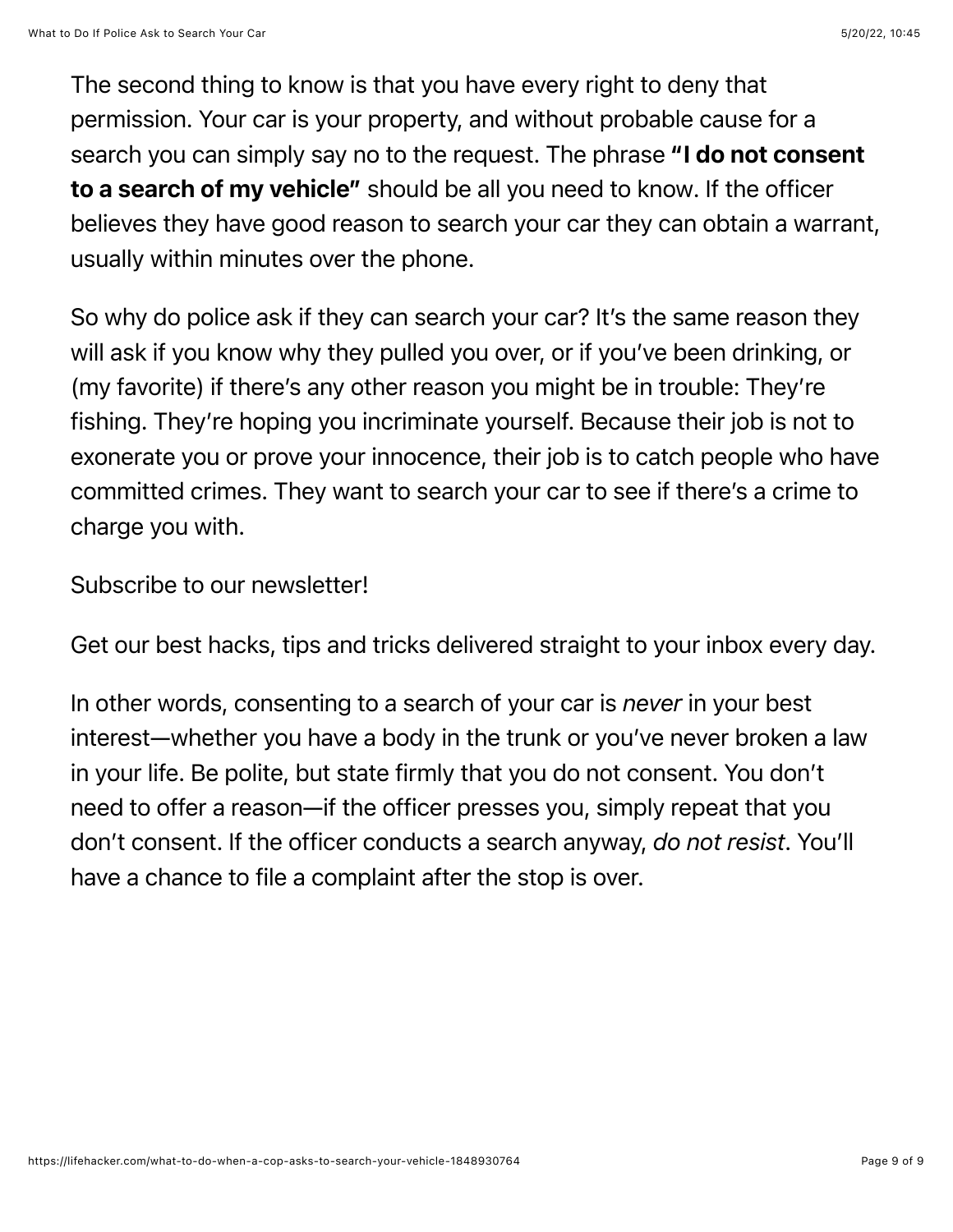The second thing to know is that you have every right to deny that permission. Your car is your property, and without probable cause for a search you can simply say no to the request. The phrase **"I do not consent to a search of my vehicle"** should be all you need to know. If the officer believes they have good reason to search your car they can obtain a warrant, usually within minutes over the phone.

So why do police ask if they can search your car? It's the same reason they will ask if you know why they pulled you over, or if you've been drinking, or (my favorite) if there's any other reason you might be in trouble: They're fishing. They're hoping you incriminate yourself. Because their job is not to exonerate you or prove your innocence, their job is to catch people who have committed crimes. They want to search your car to see if there's a crime to charge you with.

Subscribe to our newsletter!

Get our best hacks, tips and tricks delivered straight to your inbox every day.

In other words, consenting to a search of your car is *never* in your best interest—whether you have a body in the trunk or you've never broken a law in your life. Be polite, but state firmly that you do not consent. You don't need to offer a reason—if the officer presses you, simply repeat that you don't consent. If the officer conducts a search anyway, *do not resist*. You'll have a chance to file a complaint after the stop is over.